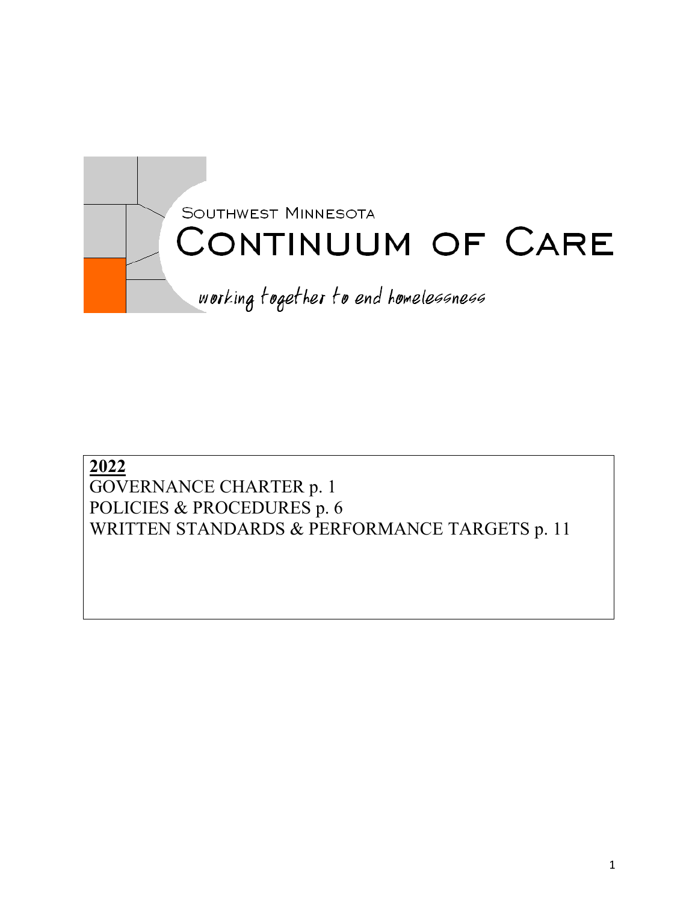# Southwest Minnesota
# Continuum of Care

*working together to end homelessness*

**2022**

GOVERNANCE CHARTER p. 1

POLICIES & PROCEDURES p. 6

WRITTEN STANDARDS & PERFORMANCE TARGETS p. 11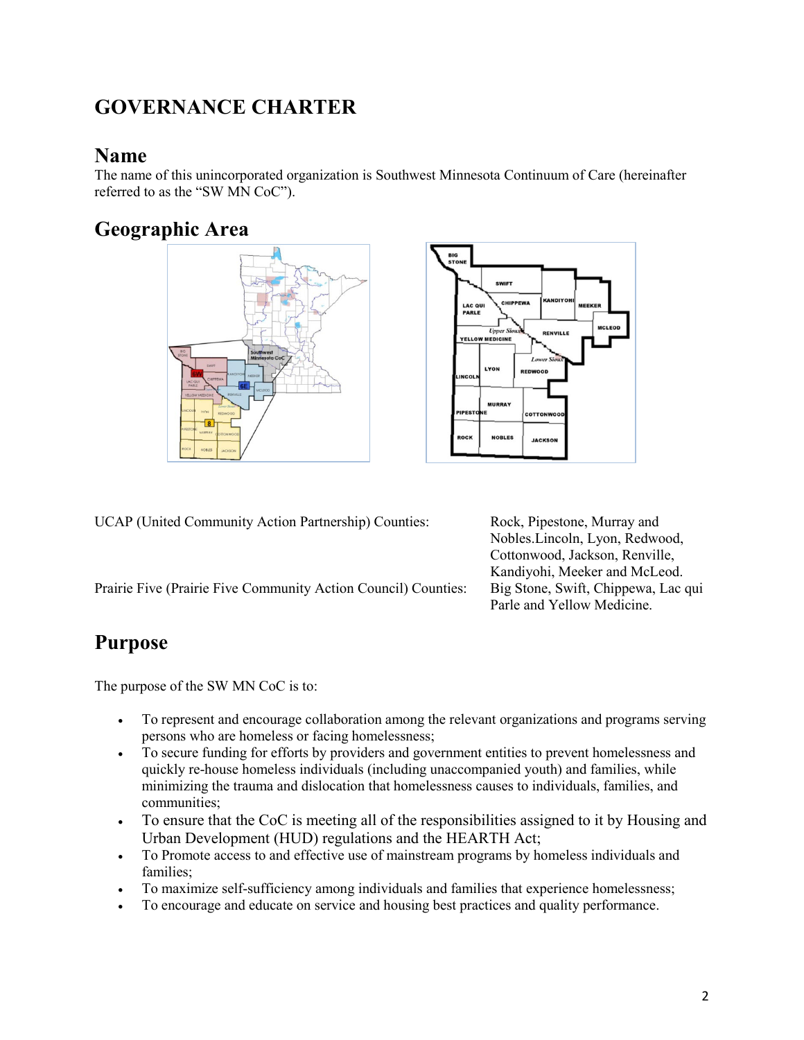# GOVERNANCE CHARTER

## Name

The name of this unincorporated organization is Southwest Minnesota Continuum of Care (hereinafter referred to as the "SW MN CoC").

## Geographic Area

| | |
|---|---|
| UCAP (United Community Action Partnership) Counties: | Rock, Pipestone, Murray and Nobles.Lincoln, Lyon, Redwood, Cottonwood, Jackson, Renville, Kandiyohi, Meeker and McLeod. |
| Prairie Five (Prairie Five Community Action Council) Counties: | Big Stone, Swift, Chippewa, Lac qui Parle and Yellow Medicine. |

## Purpose

The purpose of the SW MN CoC is to:

- To represent and encourage collaboration among the relevant organizations and programs serving persons who are homeless or facing homelessness;
- To secure funding for efforts by providers and government entities to prevent homelessness and quickly re-house homeless individuals (including unaccompanied youth) and families, while minimizing the trauma and dislocation that homelessness causes to individuals, families, and communities;
- To ensure that the CoC is meeting all of the responsibilities assigned to it by Housing and Urban Development (HUD) regulations and the HEARTH Act;
- To Promote access to and effective use of mainstream programs by homeless individuals and families;
- To maximize self-sufficiency among individuals and families that experience homelessness;
- To encourage and educate on service and housing best practices and quality performance.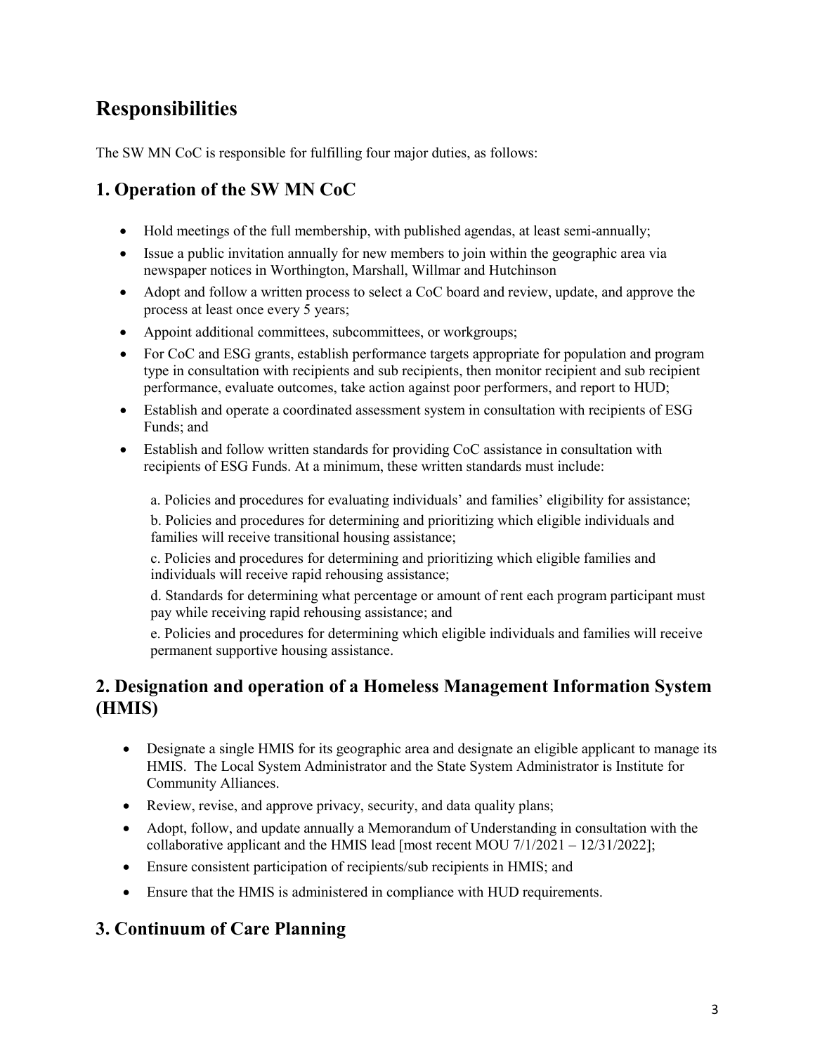# Responsibilities

The SW MN CoC is responsible for fulfilling four major duties, as follows:

## 1. Operation of the SW MN CoC

- Hold meetings of the full membership, with published agendas, at least semi-annually;
- Issue a public invitation annually for new members to join within the geographic area via newspaper notices in Worthington, Marshall, Willmar and Hutchinson
- Adopt and follow a written process to select a CoC board and review, update, and approve the process at least once every 5 years;
- Appoint additional committees, subcommittees, or workgroups;
- For CoC and ESG grants, establish performance targets appropriate for population and program type in consultation with recipients and sub recipients, then monitor recipient and sub recipient performance, evaluate outcomes, take action against poor performers, and report to HUD;
- Establish and operate a coordinated assessment system in consultation with recipients of ESG Funds; and
- Establish and follow written standards for providing CoC assistance in consultation with recipients of ESG Funds. At a minimum, these written standards must include:

  a. Policies and procedures for evaluating individuals' and families' eligibility for assistance;

  b. Policies and procedures for determining and prioritizing which eligible individuals and families will receive transitional housing assistance;

  c. Policies and procedures for determining and prioritizing which eligible families and individuals will receive rapid rehousing assistance;

  d. Standards for determining what percentage or amount of rent each program participant must pay while receiving rapid rehousing assistance; and

  e. Policies and procedures for determining which eligible individuals and families will receive permanent supportive housing assistance.

## 2. Designation and operation of a Homeless Management Information System (HMIS)

- Designate a single HMIS for its geographic area and designate an eligible applicant to manage its HMIS. The Local System Administrator and the State System Administrator is Institute for Community Alliances.
- Review, revise, and approve privacy, security, and data quality plans;
- Adopt, follow, and update annually a Memorandum of Understanding in consultation with the collaborative applicant and the HMIS lead [most recent MOU 7/1/2021 – 12/31/2022];
- Ensure consistent participation of recipients/sub recipients in HMIS; and
- Ensure that the HMIS is administered in compliance with HUD requirements.

## 3. Continuum of Care Planning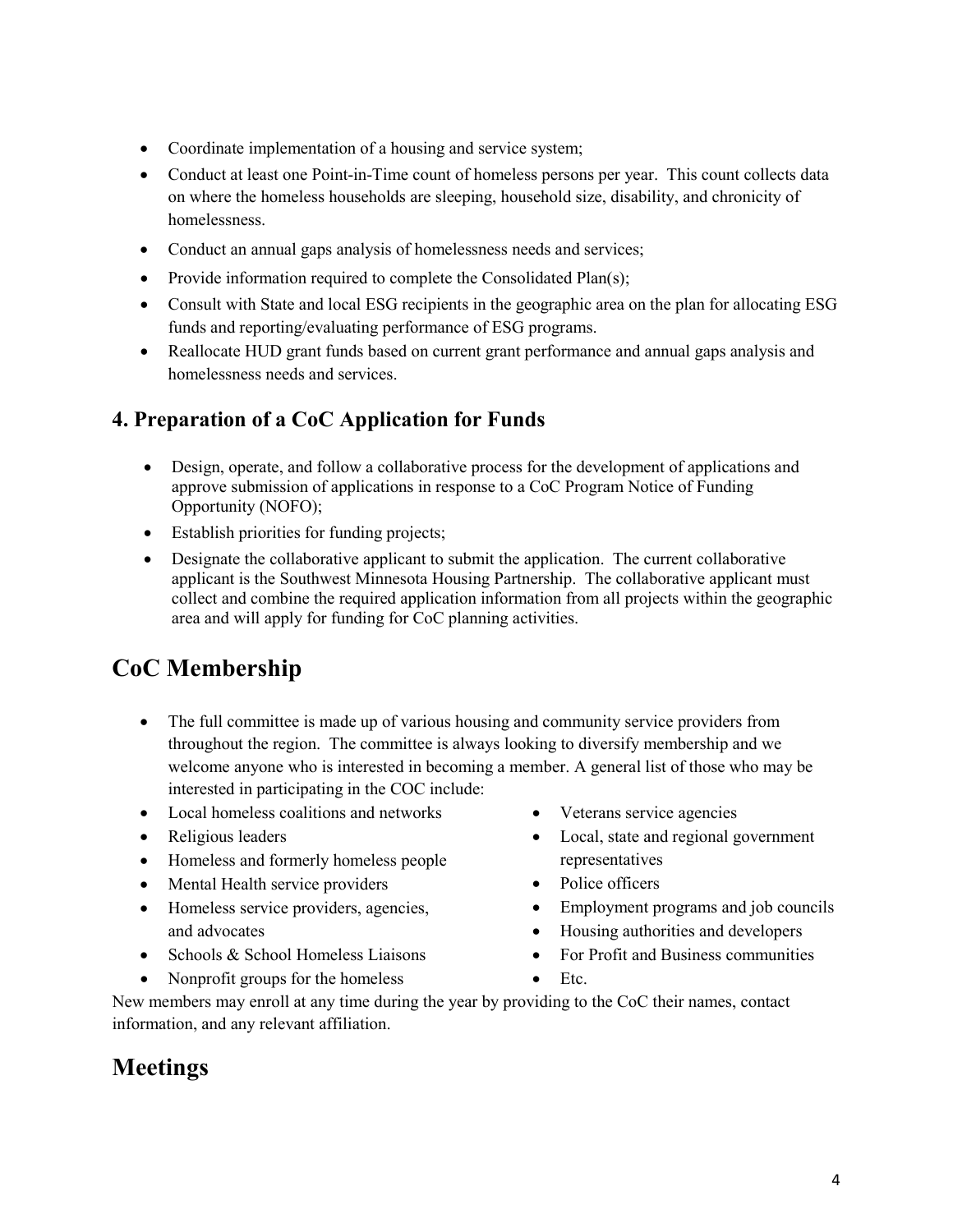- Coordinate implementation of a housing and service system;
- Conduct at least one Point-in-Time count of homeless persons per year. This count collects data on where the homeless households are sleeping, household size, disability, and chronicity of homelessness.
- Conduct an annual gaps analysis of homelessness needs and services;
- Provide information required to complete the Consolidated Plan(s);
- Consult with State and local ESG recipients in the geographic area on the plan for allocating ESG funds and reporting/evaluating performance of ESG programs.
- Reallocate HUD grant funds based on current grant performance and annual gaps analysis and homelessness needs and services.

### 4. Preparation of a CoC Application for Funds

- Design, operate, and follow a collaborative process for the development of applications and approve submission of applications in response to a CoC Program Notice of Funding Opportunity (NOFO);
- Establish priorities for funding projects;
- Designate the collaborative applicant to submit the application. The current collaborative applicant is the Southwest Minnesota Housing Partnership. The collaborative applicant must collect and combine the required application information from all projects within the geographic area and will apply for funding for CoC planning activities.

## CoC Membership

- The full committee is made up of various housing and community service providers from throughout the region. The committee is always looking to diversify membership and we welcome anyone who is interested in becoming a member. A general list of those who may be interested in participating in the COC include:
- Local homeless coalitions and networks
- Religious leaders
- Homeless and formerly homeless people
- Mental Health service providers
- Homeless service providers, agencies, and advocates
- Schools & School Homeless Liaisons
- Nonprofit groups for the homeless
- Veterans service agencies
- Local, state and regional government representatives
- Police officers
- Employment programs and job councils
- Housing authorities and developers
- For Profit and Business communities
- Etc.

New members may enroll at any time during the year by providing to the CoC their names, contact information, and any relevant affiliation.

## Meetings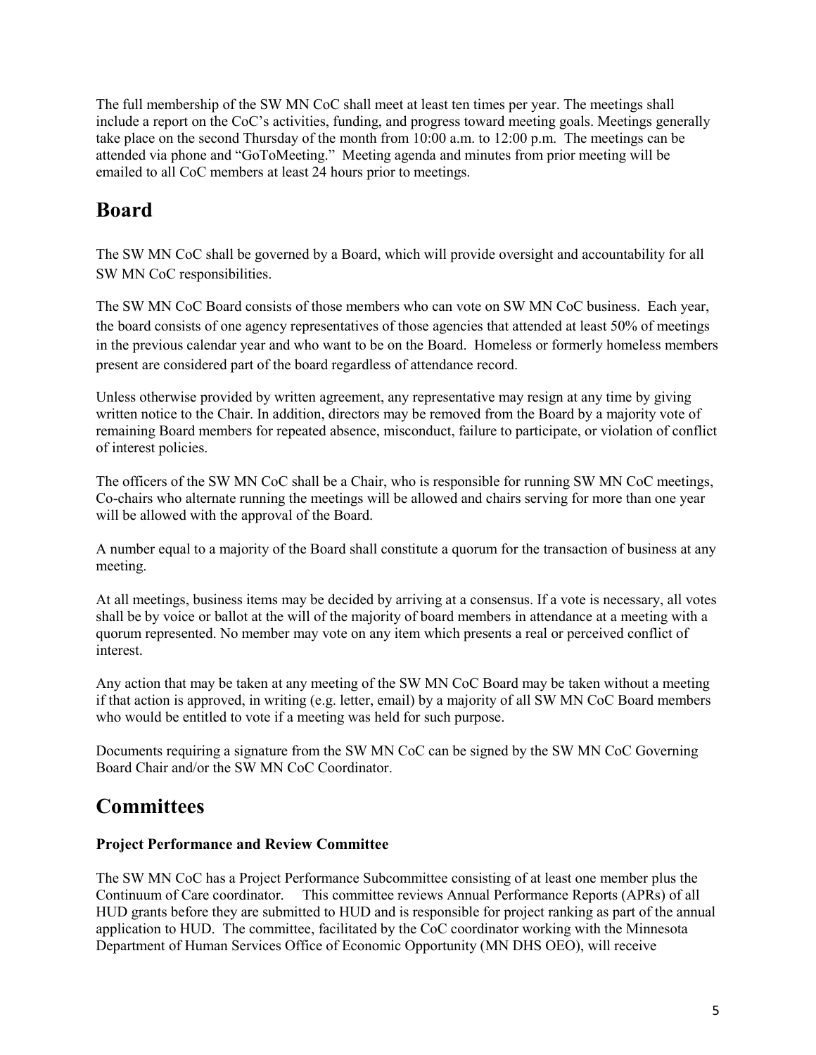The full membership of the SW MN CoC shall meet at least ten times per year. The meetings shall include a report on the CoC's activities, funding, and progress toward meeting goals. Meetings generally take place on the second Thursday of the month from 10:00 a.m. to 12:00 p.m. The meetings can be attended via phone and "GoToMeeting." Meeting agenda and minutes from prior meeting will be emailed to all CoC members at least 24 hours prior to meetings.

# Board

The SW MN CoC shall be governed by a Board, which will provide oversight and accountability for all SW MN CoC responsibilities.

The SW MN CoC Board consists of those members who can vote on SW MN CoC business. Each year, the board consists of one agency representatives of those agencies that attended at least 50% of meetings in the previous calendar year and who want to be on the Board. Homeless or formerly homeless members present are considered part of the board regardless of attendance record.

Unless otherwise provided by written agreement, any representative may resign at any time by giving written notice to the Chair. In addition, directors may be removed from the Board by a majority vote of remaining Board members for repeated absence, misconduct, failure to participate, or violation of conflict of interest policies.

The officers of the SW MN CoC shall be a Chair, who is responsible for running SW MN CoC meetings, Co-chairs who alternate running the meetings will be allowed and chairs serving for more than one year will be allowed with the approval of the Board.

A number equal to a majority of the Board shall constitute a quorum for the transaction of business at any meeting.

At all meetings, business items may be decided by arriving at a consensus. If a vote is necessary, all votes shall be by voice or ballot at the will of the majority of board members in attendance at a meeting with a quorum represented. No member may vote on any item which presents a real or perceived conflict of interest.

Any action that may be taken at any meeting of the SW MN CoC Board may be taken without a meeting if that action is approved, in writing (e.g. letter, email) by a majority of all SW MN CoC Board members who would be entitled to vote if a meeting was held for such purpose.

Documents requiring a signature from the SW MN CoC can be signed by the SW MN CoC Governing Board Chair and/or the SW MN CoC Coordinator.

# Committees

### Project Performance and Review Committee

The SW MN CoC has a Project Performance Subcommittee consisting of at least one member plus the Continuum of Care coordinator. This committee reviews Annual Performance Reports (APRs) of all HUD grants before they are submitted to HUD and is responsible for project ranking as part of the annual application to HUD. The committee, facilitated by the CoC coordinator working with the Minnesota Department of Human Services Office of Economic Opportunity (MN DHS OEO), will receive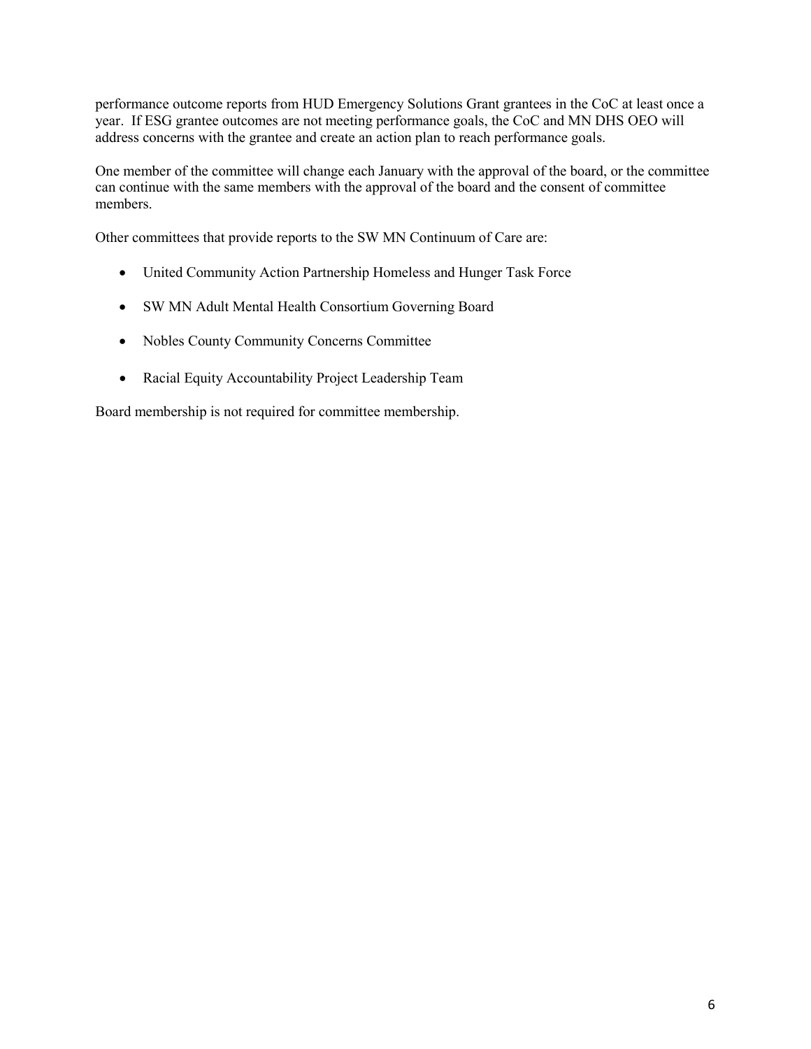performance outcome reports from HUD Emergency Solutions Grant grantees in the CoC at least once a year. If ESG grantee outcomes are not meeting performance goals, the CoC and MN DHS OEO will address concerns with the grantee and create an action plan to reach performance goals.

One member of the committee will change each January with the approval of the board, or the committee can continue with the same members with the approval of the board and the consent of committee members.

Other committees that provide reports to the SW MN Continuum of Care are:

- United Community Action Partnership Homeless and Hunger Task Force
- SW MN Adult Mental Health Consortium Governing Board
- Nobles County Community Concerns Committee
- Racial Equity Accountability Project Leadership Team

Board membership is not required for committee membership.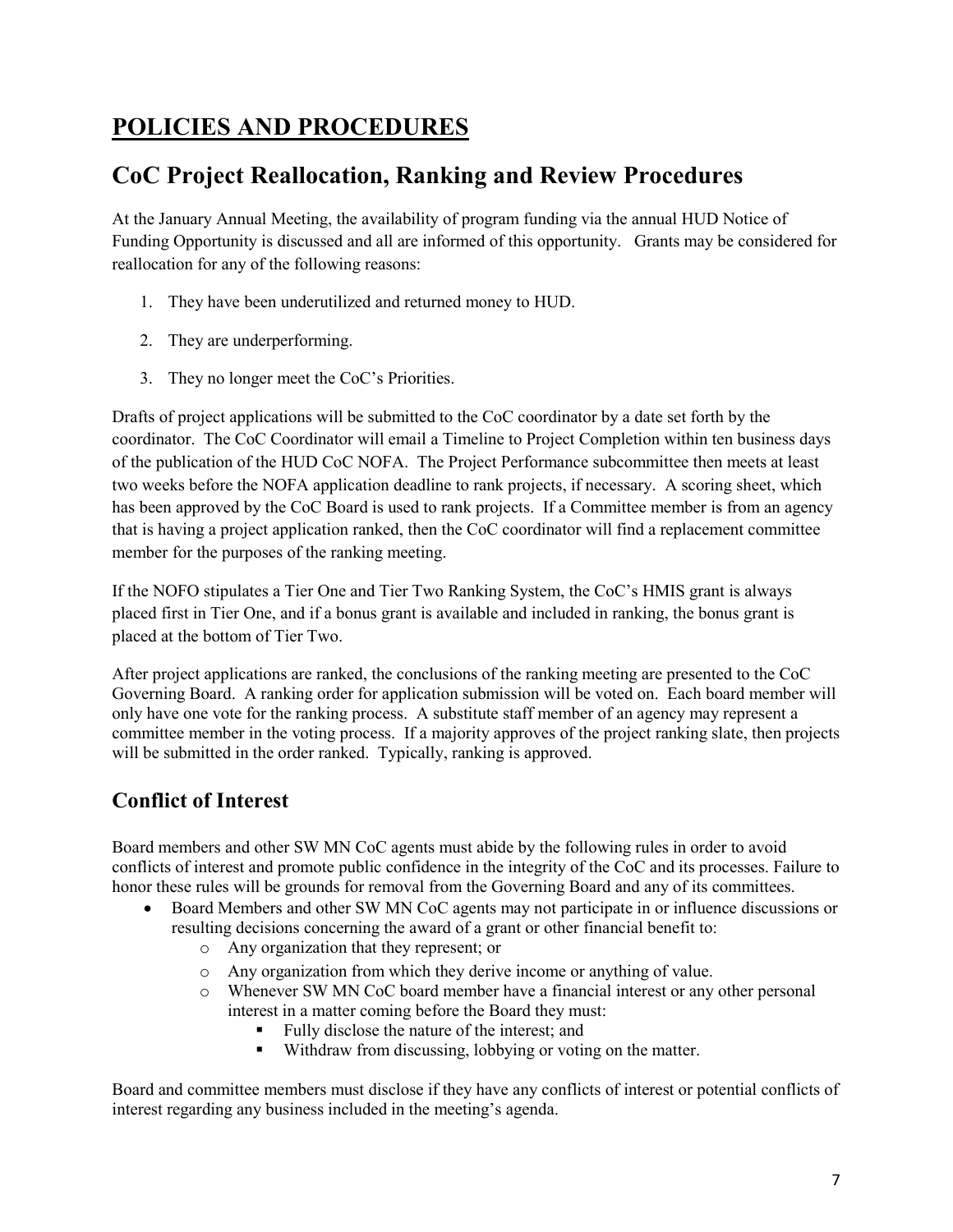# POLICIES AND PROCEDURES

## CoC Project Reallocation, Ranking and Review Procedures

At the January Annual Meeting, the availability of program funding via the annual HUD Notice of Funding Opportunity is discussed and all are informed of this opportunity. Grants may be considered for reallocation for any of the following reasons:

1. They have been underutilized and returned money to HUD.
2. They are underperforming.
3. They no longer meet the CoC's Priorities.

Drafts of project applications will be submitted to the CoC coordinator by a date set forth by the coordinator. The CoC Coordinator will email a Timeline to Project Completion within ten business days of the publication of the HUD CoC NOFA. The Project Performance subcommittee then meets at least two weeks before the NOFA application deadline to rank projects, if necessary. A scoring sheet, which has been approved by the CoC Board is used to rank projects. If a Committee member is from an agency that is having a project application ranked, then the CoC coordinator will find a replacement committee member for the purposes of the ranking meeting.

If the NOFO stipulates a Tier One and Tier Two Ranking System, the CoC's HMIS grant is always placed first in Tier One, and if a bonus grant is available and included in ranking, the bonus grant is placed at the bottom of Tier Two.

After project applications are ranked, the conclusions of the ranking meeting are presented to the CoC Governing Board. A ranking order for application submission will be voted on. Each board member will only have one vote for the ranking process. A substitute staff member of an agency may represent a committee member in the voting process. If a majority approves of the project ranking slate, then projects will be submitted in the order ranked. Typically, ranking is approved.

### Conflict of Interest

Board members and other SW MN CoC agents must abide by the following rules in order to avoid conflicts of interest and promote public confidence in the integrity of the CoC and its processes. Failure to honor these rules will be grounds for removal from the Governing Board and any of its committees.

- Board Members and other SW MN CoC agents may not participate in or influence discussions or resulting decisions concerning the award of a grant or other financial benefit to:
  - Any organization that they represent; or
  - Any organization from which they derive income or anything of value.
  - Whenever SW MN CoC board member have a financial interest or any other personal interest in a matter coming before the Board they must:
    - Fully disclose the nature of the interest; and
    - Withdraw from discussing, lobbying or voting on the matter.

Board and committee members must disclose if they have any conflicts of interest or potential conflicts of interest regarding any business included in the meeting's agenda.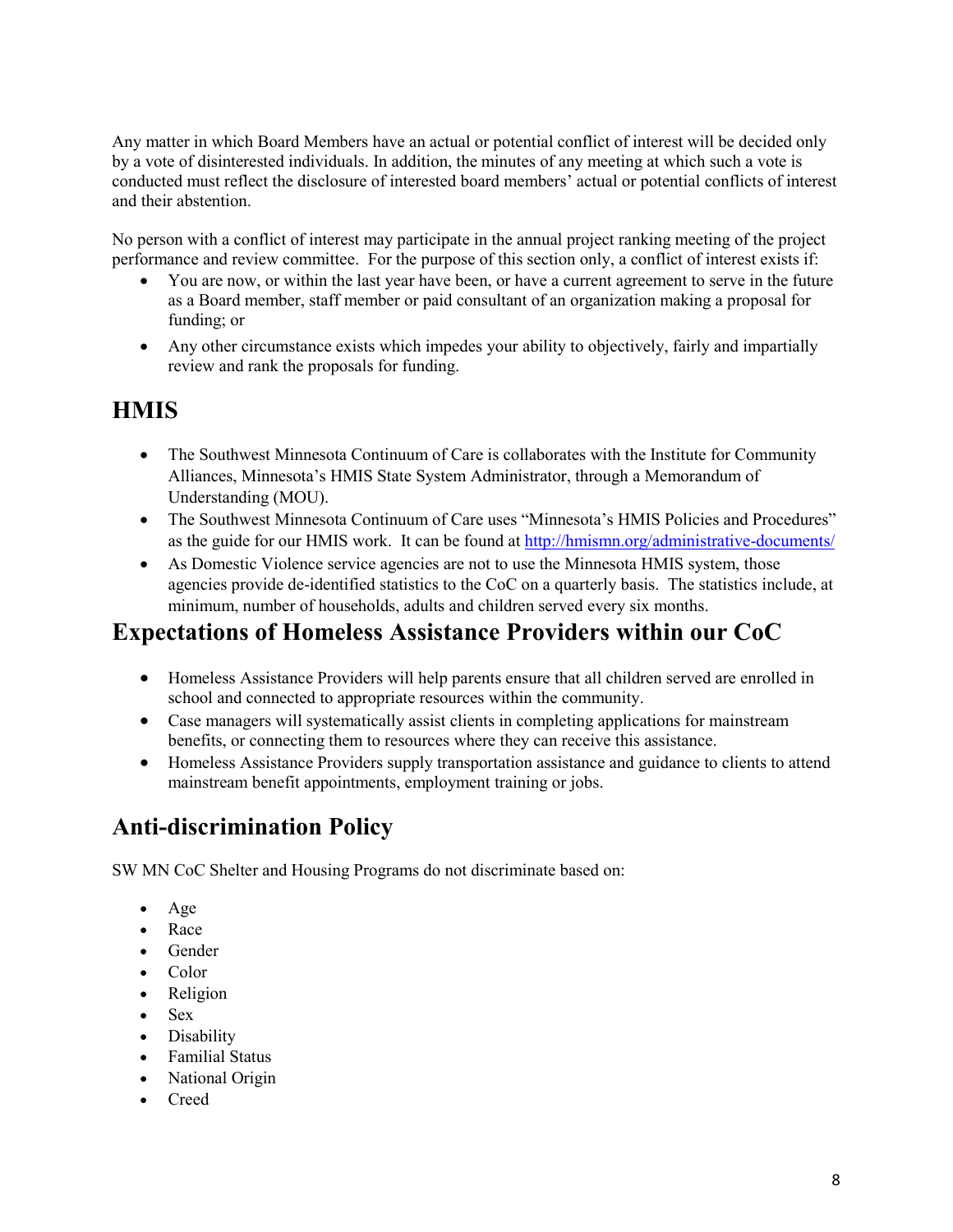Any matter in which Board Members have an actual or potential conflict of interest will be decided only by a vote of disinterested individuals. In addition, the minutes of any meeting at which such a vote is conducted must reflect the disclosure of interested board members' actual or potential conflicts of interest and their abstention.

No person with a conflict of interest may participate in the annual project ranking meeting of the project performance and review committee. For the purpose of this section only, a conflict of interest exists if:

- You are now, or within the last year have been, or have a current agreement to serve in the future as a Board member, staff member or paid consultant of an organization making a proposal for funding; or
- Any other circumstance exists which impedes your ability to objectively, fairly and impartially review and rank the proposals for funding.

# HMIS

- The Southwest Minnesota Continuum of Care is collaborates with the Institute for Community Alliances, Minnesota's HMIS State System Administrator, through a Memorandum of Understanding (MOU).
- The Southwest Minnesota Continuum of Care uses "Minnesota's HMIS Policies and Procedures" as the guide for our HMIS work. It can be found at http://hmismn.org/administrative-documents/
- As Domestic Violence service agencies are not to use the Minnesota HMIS system, those agencies provide de-identified statistics to the CoC on a quarterly basis. The statistics include, at minimum, number of households, adults and children served every six months.

# Expectations of Homeless Assistance Providers within our CoC

- Homeless Assistance Providers will help parents ensure that all children served are enrolled in school and connected to appropriate resources within the community.
- Case managers will systematically assist clients in completing applications for mainstream benefits, or connecting them to resources where they can receive this assistance.
- Homeless Assistance Providers supply transportation assistance and guidance to clients to attend mainstream benefit appointments, employment training or jobs.

# Anti-discrimination Policy

SW MN CoC Shelter and Housing Programs do not discriminate based on:

- Age
- Race
- Gender
- Color
- Religion
- Sex
- Disability
- Familial Status
- National Origin
- Creed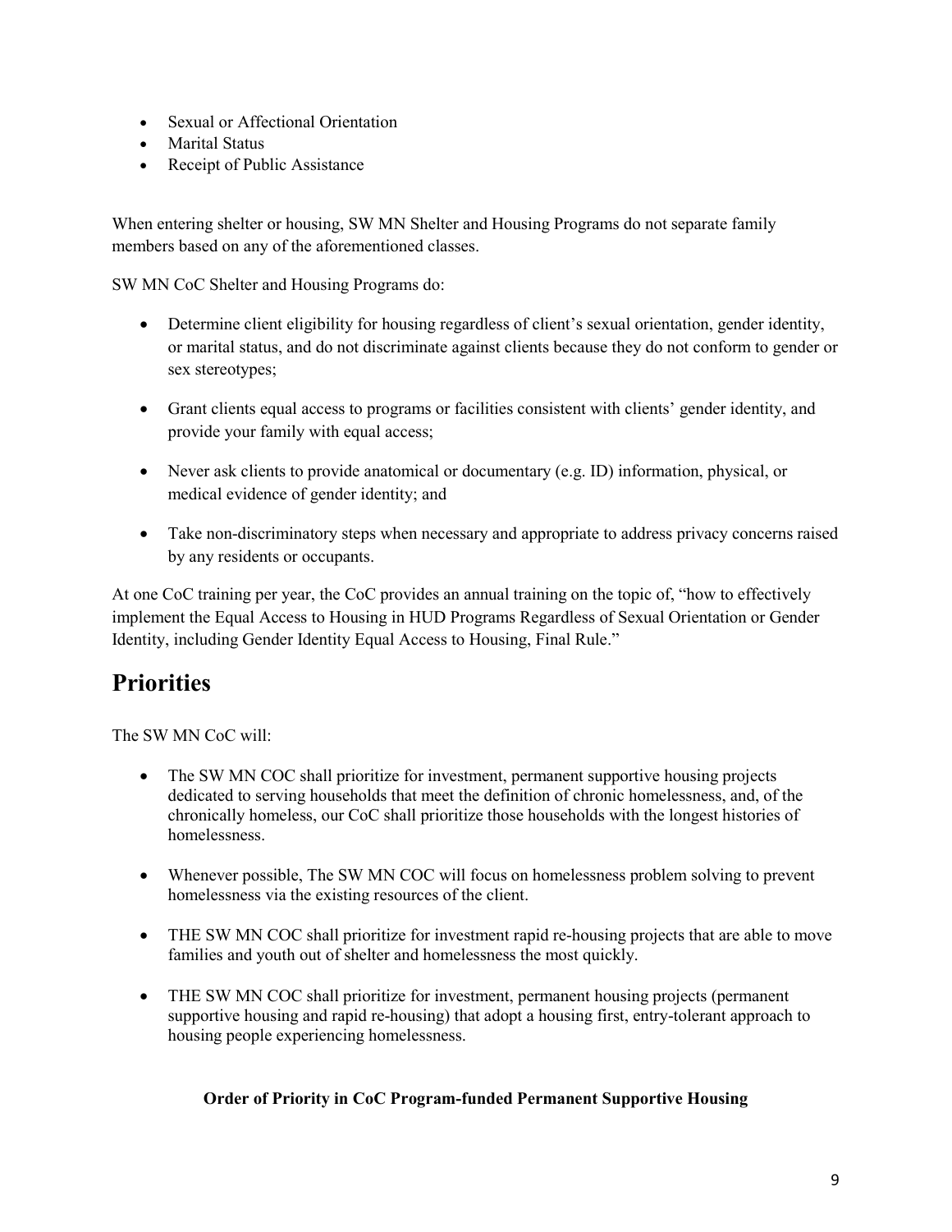- Sexual or Affectional Orientation
- Marital Status
- Receipt of Public Assistance

When entering shelter or housing, SW MN Shelter and Housing Programs do not separate family members based on any of the aforementioned classes.

SW MN CoC Shelter and Housing Programs do:

- Determine client eligibility for housing regardless of client's sexual orientation, gender identity, or marital status, and do not discriminate against clients because they do not conform to gender or sex stereotypes;

- Grant clients equal access to programs or facilities consistent with clients' gender identity, and provide your family with equal access;

- Never ask clients to provide anatomical or documentary (e.g. ID) information, physical, or medical evidence of gender identity; and

- Take non-discriminatory steps when necessary and appropriate to address privacy concerns raised by any residents or occupants.

At one CoC training per year, the CoC provides an annual training on the topic of, "how to effectively implement the Equal Access to Housing in HUD Programs Regardless of Sexual Orientation or Gender Identity, including Gender Identity Equal Access to Housing, Final Rule."

# Priorities

The SW MN CoC will:

- The SW MN COC shall prioritize for investment, permanent supportive housing projects dedicated to serving households that meet the definition of chronic homelessness, and, of the chronically homeless, our CoC shall prioritize those households with the longest histories of homelessness.

- Whenever possible, The SW MN COC will focus on homelessness problem solving to prevent homelessness via the existing resources of the client.

- THE SW MN COC shall prioritize for investment rapid re-housing projects that are able to move families and youth out of shelter and homelessness the most quickly.

- THE SW MN COC shall prioritize for investment, permanent housing projects (permanent supportive housing and rapid re-housing) that adopt a housing first, entry-tolerant approach to housing people experiencing homelessness.

**Order of Priority in CoC Program-funded Permanent Supportive Housing**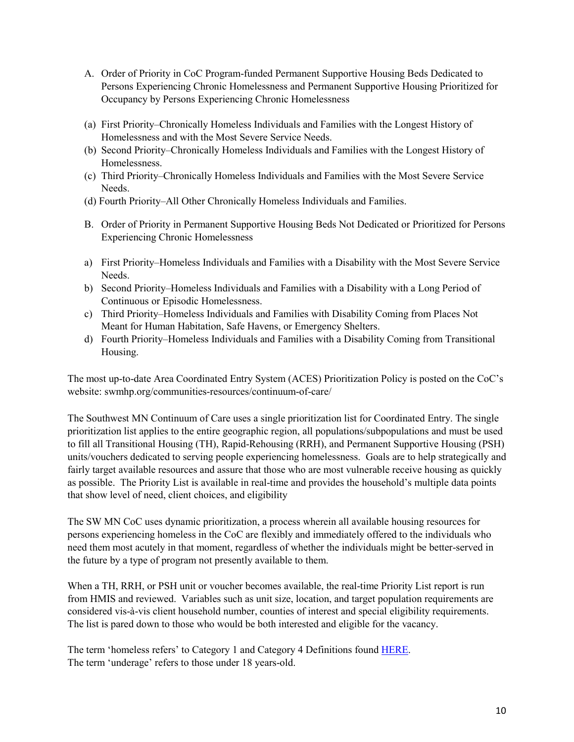A. Order of Priority in CoC Program-funded Permanent Supportive Housing Beds Dedicated to Persons Experiencing Chronic Homelessness and Permanent Supportive Housing Prioritized for Occupancy by Persons Experiencing Chronic Homelessness

(a) First Priority–Chronically Homeless Individuals and Families with the Longest History of Homelessness and with the Most Severe Service Needs.
(b) Second Priority–Chronically Homeless Individuals and Families with the Longest History of Homelessness.
(c) Third Priority–Chronically Homeless Individuals and Families with the Most Severe Service Needs.
(d) Fourth Priority–All Other Chronically Homeless Individuals and Families.

B. Order of Priority in Permanent Supportive Housing Beds Not Dedicated or Prioritized for Persons Experiencing Chronic Homelessness

a) First Priority–Homeless Individuals and Families with a Disability with the Most Severe Service Needs.
b) Second Priority–Homeless Individuals and Families with a Disability with a Long Period of Continuous or Episodic Homelessness.
c) Third Priority–Homeless Individuals and Families with Disability Coming from Places Not Meant for Human Habitation, Safe Havens, or Emergency Shelters.
d) Fourth Priority–Homeless Individuals and Families with a Disability Coming from Transitional Housing.

The most up-to-date Area Coordinated Entry System (ACES) Prioritization Policy is posted on the CoC's website: swmhp.org/communities-resources/continuum-of-care/

The Southwest MN Continuum of Care uses a single prioritization list for Coordinated Entry. The single prioritization list applies to the entire geographic region, all populations/subpopulations and must be used to fill all Transitional Housing (TH), Rapid-Rehousing (RRH), and Permanent Supportive Housing (PSH) units/vouchers dedicated to serving people experiencing homelessness. Goals are to help strategically and fairly target available resources and assure that those who are most vulnerable receive housing as quickly as possible. The Priority List is available in real-time and provides the household's multiple data points that show level of need, client choices, and eligibility

The SW MN CoC uses dynamic prioritization, a process wherein all available housing resources for persons experiencing homeless in the CoC are flexibly and immediately offered to the individuals who need them most acutely in that moment, regardless of whether the individuals might be better-served in the future by a type of program not presently available to them.

When a TH, RRH, or PSH unit or voucher becomes available, the real-time Priority List report is run from HMIS and reviewed. Variables such as unit size, location, and target population requirements are considered vis-à-vis client household number, counties of interest and special eligibility requirements. The list is pared down to those who would be both interested and eligible for the vacancy.

The term 'homeless refers' to Category 1 and Category 4 Definitions found HERE.
The term 'underage' refers to those under 18 years-old.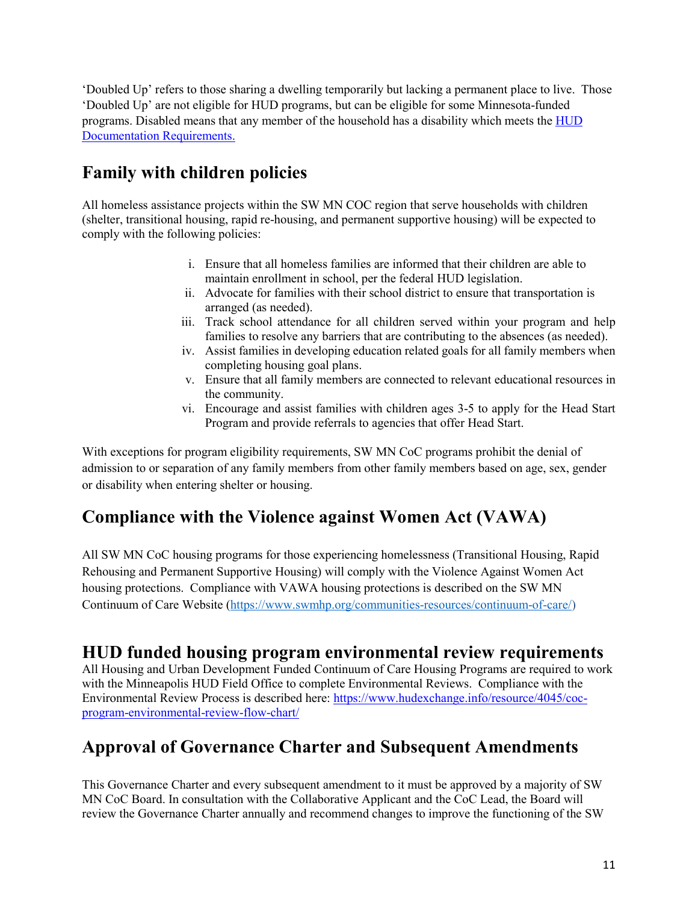'Doubled Up' refers to those sharing a dwelling temporarily but lacking a permanent place to live. Those 'Doubled Up' are not eligible for HUD programs, but can be eligible for some Minnesota-funded programs. Disabled means that any member of the household has a disability which meets the [HUD Documentation Requirements.](#)

## Family with children policies

All homeless assistance projects within the SW MN COC region that serve households with children (shelter, transitional housing, rapid re-housing, and permanent supportive housing) will be expected to comply with the following policies:

i. Ensure that all homeless families are informed that their children are able to maintain enrollment in school, per the federal HUD legislation.
ii. Advocate for families with their school district to ensure that transportation is arranged (as needed).
iii. Track school attendance for all children served within your program and help families to resolve any barriers that are contributing to the absences (as needed).
iv. Assist families in developing education related goals for all family members when completing housing goal plans.
v. Ensure that all family members are connected to relevant educational resources in the community.
vi. Encourage and assist families with children ages 3-5 to apply for the Head Start Program and provide referrals to agencies that offer Head Start.

With exceptions for program eligibility requirements, SW MN CoC programs prohibit the denial of admission to or separation of any family members from other family members based on age, sex, gender or disability when entering shelter or housing.

## Compliance with the Violence against Women Act (VAWA)

All SW MN CoC housing programs for those experiencing homelessness (Transitional Housing, Rapid Rehousing and Permanent Supportive Housing) will comply with the Violence Against Women Act housing protections. Compliance with VAWA housing protections is described on the SW MN Continuum of Care Website (https://www.swmhp.org/communities-resources/continuum-of-care/)

## HUD funded housing program environmental review requirements

All Housing and Urban Development Funded Continuum of Care Housing Programs are required to work with the Minneapolis HUD Field Office to complete Environmental Reviews. Compliance with the Environmental Review Process is described here: https://www.hudexchange.info/resource/4045/coc-program-environmental-review-flow-chart/

## Approval of Governance Charter and Subsequent Amendments

This Governance Charter and every subsequent amendment to it must be approved by a majority of SW MN CoC Board. In consultation with the Collaborative Applicant and the CoC Lead, the Board will review the Governance Charter annually and recommend changes to improve the functioning of the SW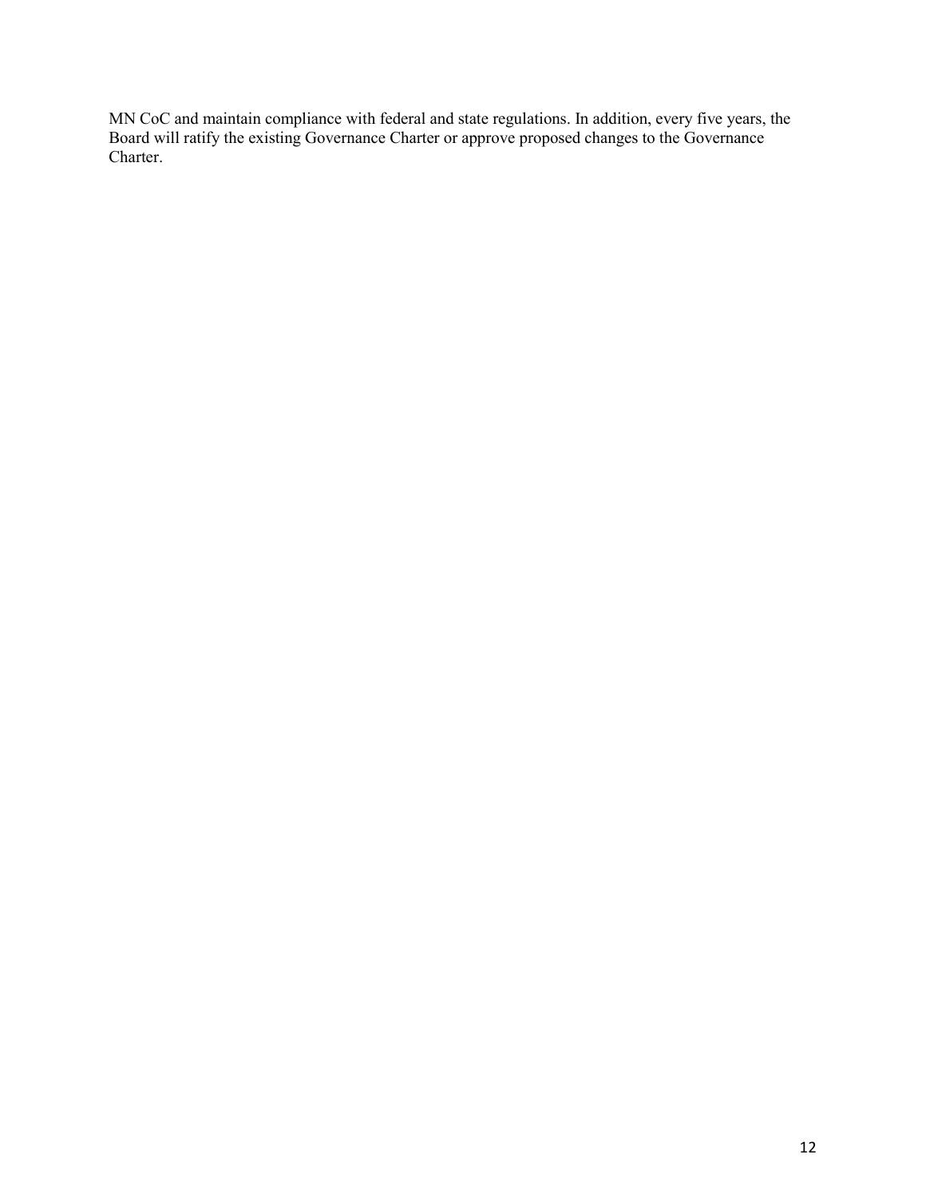MN CoC and maintain compliance with federal and state regulations. In addition, every five years, the Board will ratify the existing Governance Charter or approve proposed changes to the Governance Charter.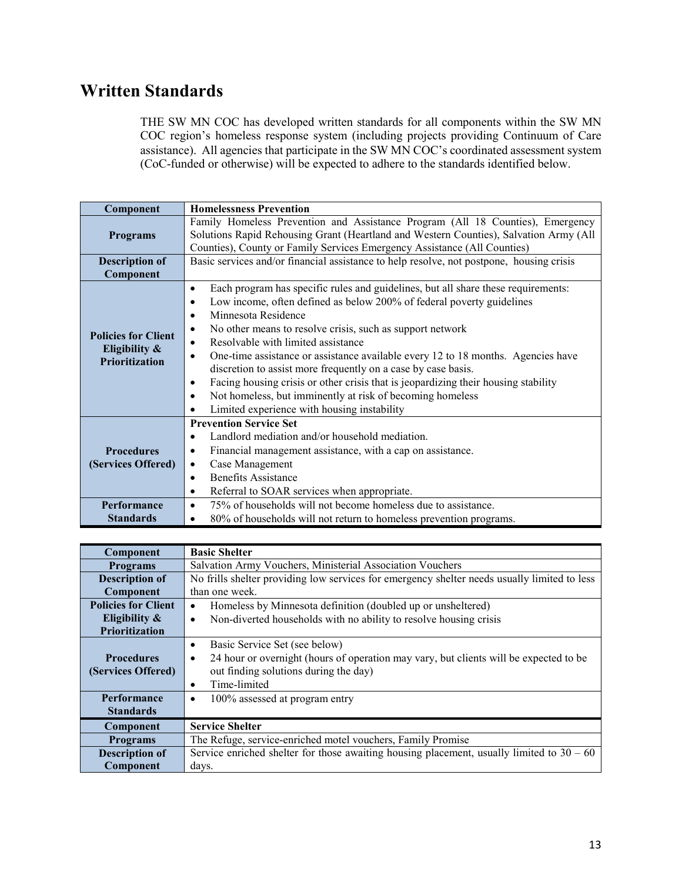# Written Standards

THE SW MN COC has developed written standards for all components within the SW MN COC region's homeless response system (including projects providing Continuum of Care assistance). All agencies that participate in the SW MN COC's coordinated assessment system (CoC-funded or otherwise) will be expected to adhere to the standards identified below.

| Component | Homelessness Prevention |
|---|---|
| Programs | Family Homeless Prevention and Assistance Program (All 18 Counties), Emergency Solutions Rapid Rehousing Grant (Heartland and Western Counties), Salvation Army (All Counties), County or Family Services Emergency Assistance (All Counties) |
| Description of Component | Basic services and/or financial assistance to help resolve, not postpone, housing crisis |
| Policies for Client Eligibility & Prioritization | • Each program has specific rules and guidelines, but all share these requirements:<br>• Low income, often defined as below 200% of federal poverty guidelines<br>• Minnesota Residence<br>• No other means to resolve crisis, such as support network<br>• Resolvable with limited assistance<br>• One-time assistance or assistance available every 12 to 18 months. Agencies have discretion to assist more frequently on a case by case basis.<br>• Facing housing crisis or other crisis that is jeopardizing their housing stability<br>• Not homeless, but imminently at risk of becoming homeless<br>• Limited experience with housing instability |
| Procedures (Services Offered) | **Prevention Service Set**<br>• Landlord mediation and/or household mediation.<br>• Financial management assistance, with a cap on assistance.<br>• Case Management<br>• Benefits Assistance<br>• Referral to SOAR services when appropriate. |
| Performance Standards | • 75% of households will not become homeless due to assistance.<br>• 80% of households will not return to homeless prevention programs. |

| Component | Basic Shelter |
|---|---|
| Programs | Salvation Army Vouchers, Ministerial Association Vouchers |
| Description of Component | No frills shelter providing low services for emergency shelter needs usually limited to less than one week. |
| Policies for Client Eligibility & Prioritization | • Homeless by Minnesota definition (doubled up or unsheltered)<br>• Non-diverted households with no ability to resolve housing crisis |
| Procedures (Services Offered) | • Basic Service Set (see below)<br>• 24 hour or overnight (hours of operation may vary, but clients will be expected to be out finding solutions during the day)<br>• Time-limited |
| Performance Standards | • 100% assessed at program entry |
| **Component** | **Service Shelter** |
| Programs | The Refuge, service-enriched motel vouchers, Family Promise |
| Description of Component | Service enriched shelter for those awaiting housing placement, usually limited to 30 – 60 days. |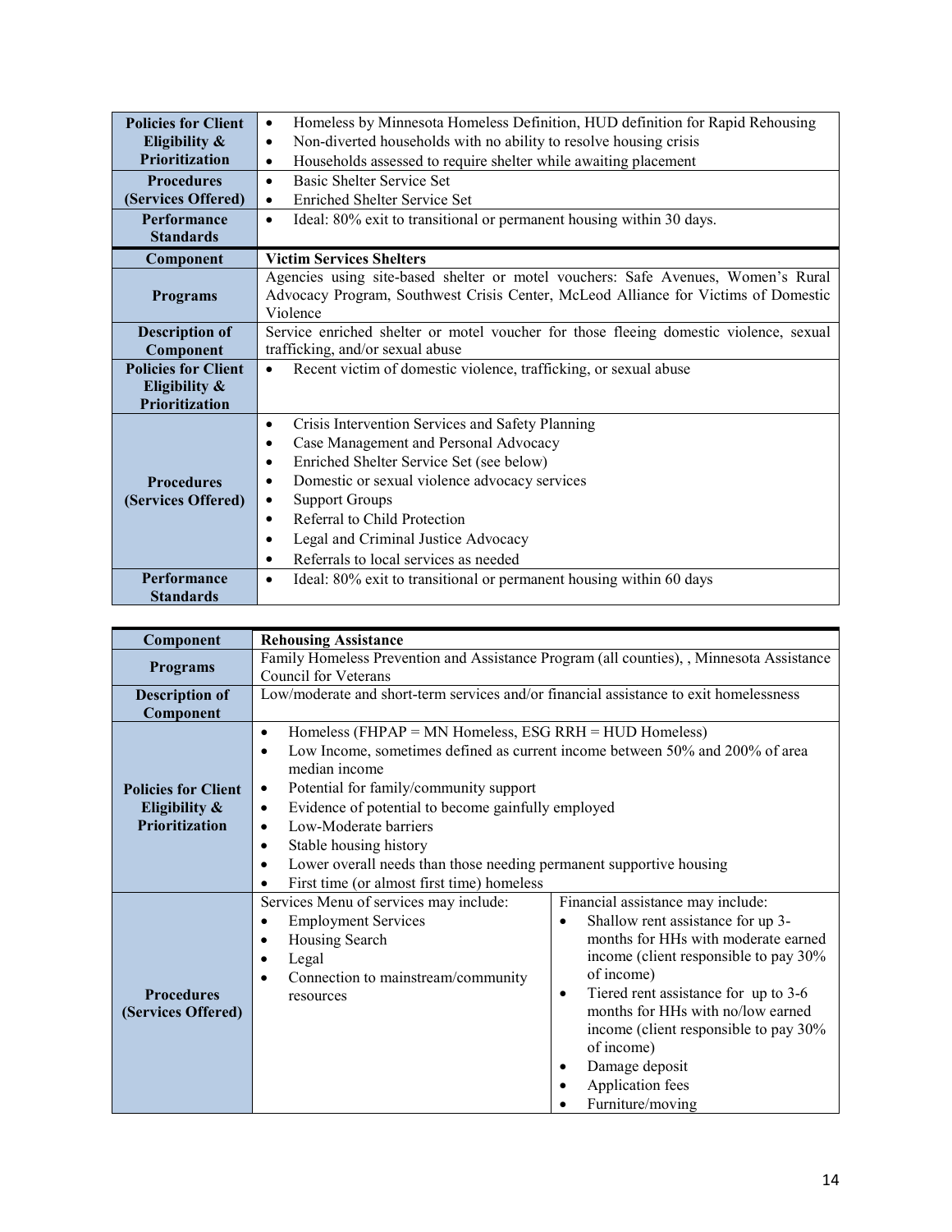| | |
|---|---|
| **Policies for Client Eligibility & Prioritization** | • Homeless by Minnesota Homeless Definition, HUD definition for Rapid Rehousing<br>• Non-diverted households with no ability to resolve housing crisis<br>• Households assessed to require shelter while awaiting placement |
| **Procedures (Services Offered)** | • Basic Shelter Service Set<br>• Enriched Shelter Service Set |
| **Performance Standards** | • Ideal: 80% exit to transitional or permanent housing within 30 days. |

| **Component** | **Victim Services Shelters** |
|---|---|
| **Programs** | Agencies using site-based shelter or motel vouchers: Safe Avenues, Women's Rural Advocacy Program, Southwest Crisis Center, McLeod Alliance for Victims of Domestic Violence |
| **Description of Component** | Service enriched shelter or motel voucher for those fleeing domestic violence, sexual trafficking, and/or sexual abuse |
| **Policies for Client Eligibility & Prioritization** | • Recent victim of domestic violence, trafficking, or sexual abuse |
| **Procedures (Services Offered)** | • Crisis Intervention Services and Safety Planning<br>• Case Management and Personal Advocacy<br>• Enriched Shelter Service Set (see below)<br>• Domestic or sexual violence advocacy services<br>• Support Groups<br>• Referral to Child Protection<br>• Legal and Criminal Justice Advocacy<br>• Referrals to local services as needed |
| **Performance Standards** | • Ideal: 80% exit to transitional or permanent housing within 60 days |

| **Component** | **Rehousing Assistance** | |
|---|---|---|
| **Programs** | Family Homeless Prevention and Assistance Program (all counties), , Minnesota Assistance Council for Veterans | |
| **Description of Component** | Low/moderate and short-term services and/or financial assistance to exit homelessness | |
| **Policies for Client Eligibility & Prioritization** | • Homeless (FHPAP = MN Homeless, ESG RRH = HUD Homeless)<br>• Low Income, sometimes defined as current income between 50% and 200% of area median income<br>• Potential for family/community support<br>• Evidence of potential to become gainfully employed<br>• Low-Moderate barriers<br>• Stable housing history<br>• Lower overall needs than those needing permanent supportive housing<br>• First time (or almost first time) homeless | |
| **Procedures (Services Offered)** | Services Menu of services may include:<br>• Employment Services<br>• Housing Search<br>• Legal<br>• Connection to mainstream/community resources | Financial assistance may include:<br>• Shallow rent assistance for up 3-months for HHs with moderate earned income (client responsible to pay 30% of income)<br>• Tiered rent assistance for up to 3-6 months for HHs with no/low earned income (client responsible to pay 30% of income)<br>• Damage deposit<br>• Application fees<br>• Furniture/moving |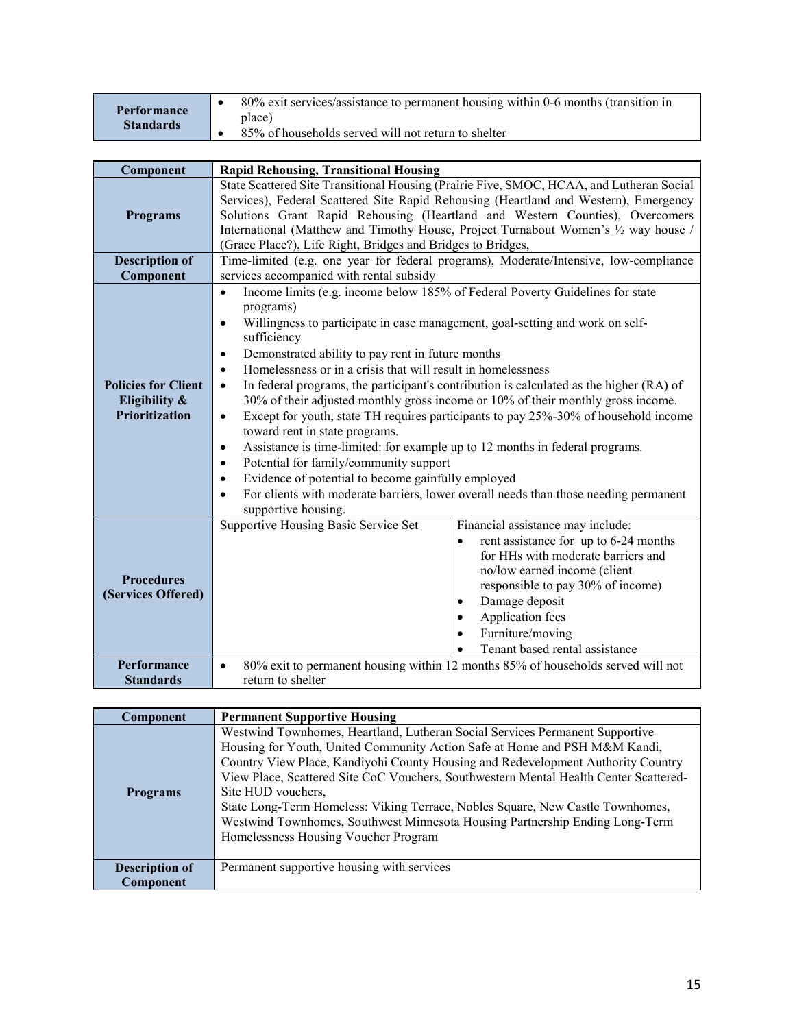| Performance Standards | • 80% exit services/assistance to permanent housing within 0-6 months (transition in place)<br>• 85% of households served will not return to shelter |
|---|---|

| Component | Rapid Rehousing, Transitional Housing | |
|---|---|---|
| Programs | State Scattered Site Transitional Housing (Prairie Five, SMOC, HCAA, and Lutheran Social Services), Federal Scattered Site Rapid Rehousing (Heartland and Western), Emergency Solutions Grant Rapid Rehousing (Heartland and Western Counties), Overcomers International (Matthew and Timothy House, Project Turnabout Women's ½ way house / (Grace Place?), Life Right, Bridges and Bridges to Bridges, | |
| Description of Component | Time-limited (e.g. one year for federal programs), Moderate/Intensive, low-compliance services accompanied with rental subsidy | |
| Policies for Client Eligibility & Prioritization | • Income limits (e.g. income below 185% of Federal Poverty Guidelines for state programs)<br>• Willingness to participate in case management, goal-setting and work on self-sufficiency<br>• Demonstrated ability to pay rent in future months<br>• Homelessness or in a crisis that will result in homelessness<br>• In federal programs, the participant's contribution is calculated as the higher (RA) of 30% of their adjusted monthly gross income or 10% of their monthly gross income.<br>• Except for youth, state TH requires participants to pay 25%-30% of household income toward rent in state programs.<br>• Assistance is time-limited: for example up to 12 months in federal programs.<br>• Potential for family/community support<br>• Evidence of potential to become gainfully employed<br>• For clients with moderate barriers, lower overall needs than those needing permanent supportive housing. | |
| Procedures (Services Offered) | Supportive Housing Basic Service Set | Financial assistance may include:<br>• rent assistance for up to 6-24 months for HHs with moderate barriers and no/low earned income (client responsible to pay 30% of income)<br>• Damage deposit<br>• Application fees<br>• Furniture/moving<br>• Tenant based rental assistance |
| Performance Standards | • 80% exit to permanent housing within 12 months 85% of households served will not return to shelter | |

| Component | Permanent Supportive Housing |
|---|---|
| Programs | Westwind Townhomes, Heartland, Lutheran Social Services Permanent Supportive Housing for Youth, United Community Action Safe at Home and PSH M&M Kandi, Country View Place, Kandiyohi County Housing and Redevelopment Authority Country View Place, Scattered Site CoC Vouchers, Southwestern Mental Health Center Scattered-Site HUD vouchers,<br>State Long-Term Homeless: Viking Terrace, Nobles Square, New Castle Townhomes, Westwind Townhomes, Southwest Minnesota Housing Partnership Ending Long-Term Homelessness Housing Voucher Program |
| Description of Component | Permanent supportive housing with services |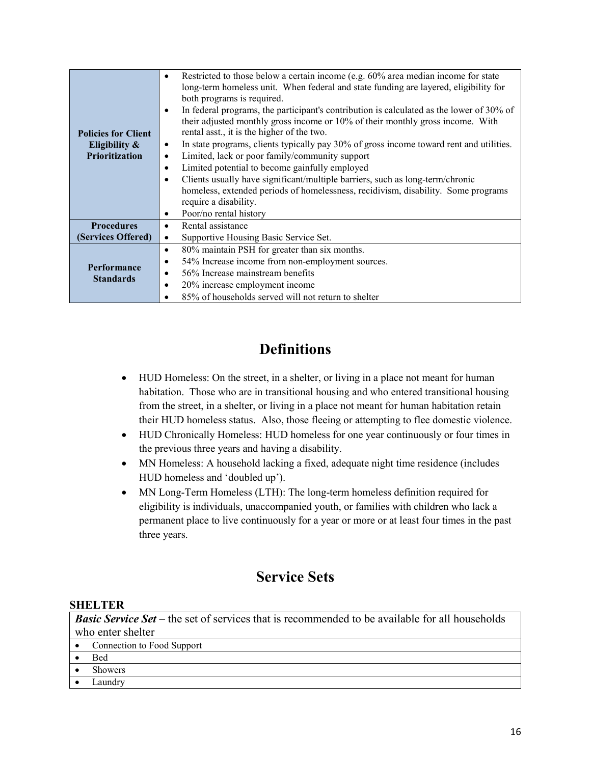| | |
|---|---|
| **Policies for Client Eligibility & Prioritization** | • Restricted to those below a certain income (e.g. 60% area median income for state long-term homeless unit. When federal and state funding are layered, eligibility for both programs is required.<br>• In federal programs, the participant's contribution is calculated as the lower of 30% of their adjusted monthly gross income or 10% of their monthly gross income. With rental asst., it is the higher of the two.<br>• In state programs, clients typically pay 30% of gross income toward rent and utilities.<br>• Limited, lack or poor family/community support<br>• Limited potential to become gainfully employed<br>• Clients usually have significant/multiple barriers, such as long-term/chronic homeless, extended periods of homelessness, recidivism, disability. Some programs require a disability.<br>• Poor/no rental history |
| **Procedures (Services Offered)** | • Rental assistance<br>• Supportive Housing Basic Service Set. |
| **Performance Standards** | • 80% maintain PSH for greater than six months.<br>• 54% Increase income from non-employment sources.<br>• 56% Increase mainstream benefits<br>• 20% increase employment income<br>• 85% of households served will not return to shelter |

# Definitions

- HUD Homeless: On the street, in a shelter, or living in a place not meant for human habitation. Those who are in transitional housing and who entered transitional housing from the street, in a shelter, or living in a place not meant for human habitation retain their HUD homeless status. Also, those fleeing or attempting to flee domestic violence.
- HUD Chronically Homeless: HUD homeless for one year continuously or four times in the previous three years and having a disability.
- MN Homeless: A household lacking a fixed, adequate night time residence (includes HUD homeless and 'doubled up').
- MN Long-Term Homeless (LTH): The long-term homeless definition required for eligibility is individuals, unaccompanied youth, or families with children who lack a permanent place to live continuously for a year or more or at least four times in the past three years.

# Service Sets

**SHELTER**

| ***Basic Service Set*** – the set of services that is recommended to be available for all households who enter shelter |
|---|
| • Connection to Food Support |
| • Bed |
| • Showers |
| • Laundry |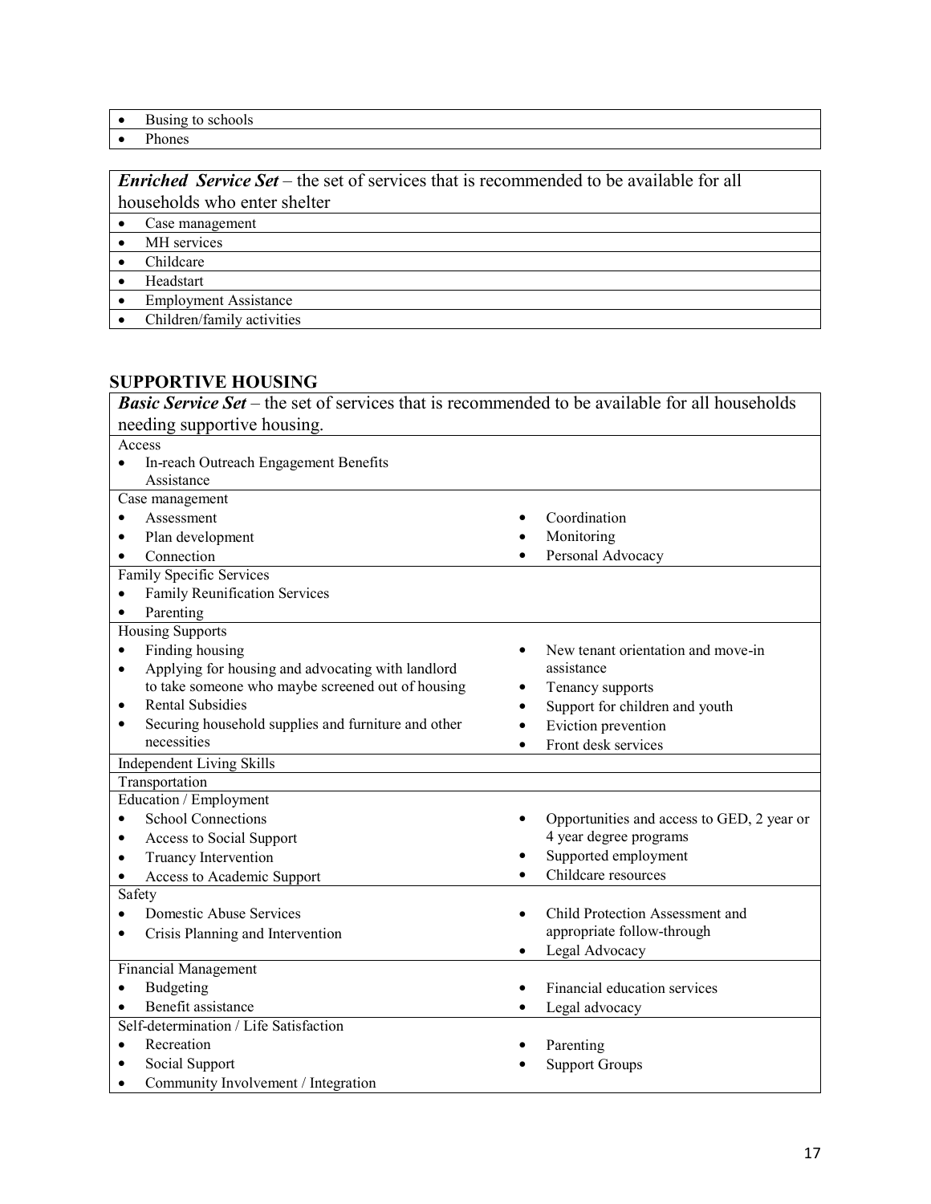| |
|---|
| • Busing to schools |
| • Phones |

| ***Enriched Service Set*** – the set of services that is recommended to be available for all households who enter shelter |
|---|
| • Case management |
| • MH services |
| • Childcare |
| • Headstart |
| • Employment Assistance |
| • Children/family activities |

## SUPPORTIVE HOUSING

| ***Basic Service Set*** – the set of services that is recommended to be available for all households needing supportive housing. | |
|---|---|
| Access<br>• In-reach Outreach Engagement Benefits Assistance | |
| Case management<br>• Assessment<br>• Plan development<br>• Connection | • Coordination<br>• Monitoring<br>• Personal Advocacy |
| Family Specific Services<br>• Family Reunification Services<br>• Parenting | |
| Housing Supports<br>• Finding housing<br>• Applying for housing and advocating with landlord to take someone who maybe screened out of housing<br>• Rental Subsidies<br>• Securing household supplies and furniture and other necessities | • New tenant orientation and move-in assistance<br>• Tenancy supports<br>• Support for children and youth<br>• Eviction prevention<br>• Front desk services |
| Independent Living Skills | |
| Transportation | |
| Education / Employment<br>• School Connections<br>• Access to Social Support<br>• Truancy Intervention<br>• Access to Academic Support | • Opportunities and access to GED, 2 year or 4 year degree programs<br>• Supported employment<br>• Childcare resources |
| Safety<br>• Domestic Abuse Services<br>• Crisis Planning and Intervention | • Child Protection Assessment and appropriate follow-through<br>• Legal Advocacy |
| Financial Management<br>• Budgeting<br>• Benefit assistance | • Financial education services<br>• Legal advocacy |
| Self-determination / Life Satisfaction<br>• Recreation<br>• Social Support<br>• Community Involvement / Integration | • Parenting<br>• Support Groups |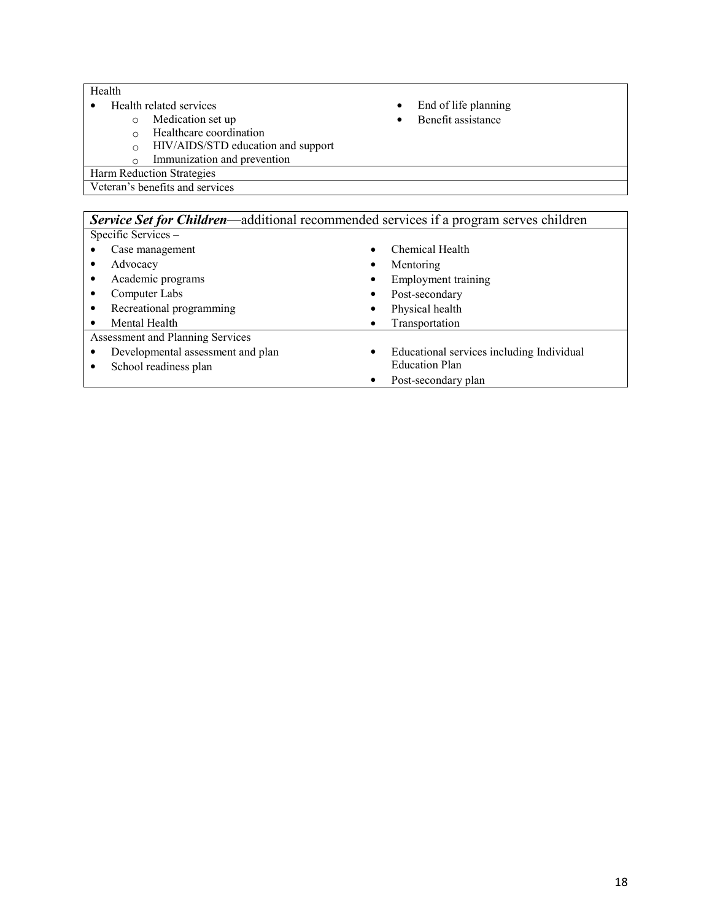| Health | |
| --- | --- |
| • Health related services<br>  ○ Medication set up<br>  ○ Healthcare coordination<br>  ○ HIV/AIDS/STD education and support<br>  ○ Immunization and prevention | • End of life planning<br>• Benefit assistance |
| Harm Reduction Strategies | |
| Veteran's benefits and services | |

| ***Service Set for Children***—additional recommended services if a program serves children | |
| --- | --- |
| Specific Services – | |
| • Case management<br>• Advocacy<br>• Academic programs<br>• Computer Labs<br>• Recreational programming<br>• Mental Health | • Chemical Health<br>• Mentoring<br>• Employment training<br>• Post-secondary<br>• Physical health<br>• Transportation |
| Assessment and Planning Services | |
| • Developmental assessment and plan<br>• School readiness plan | • Educational services including Individual Education Plan<br>• Post-secondary plan |